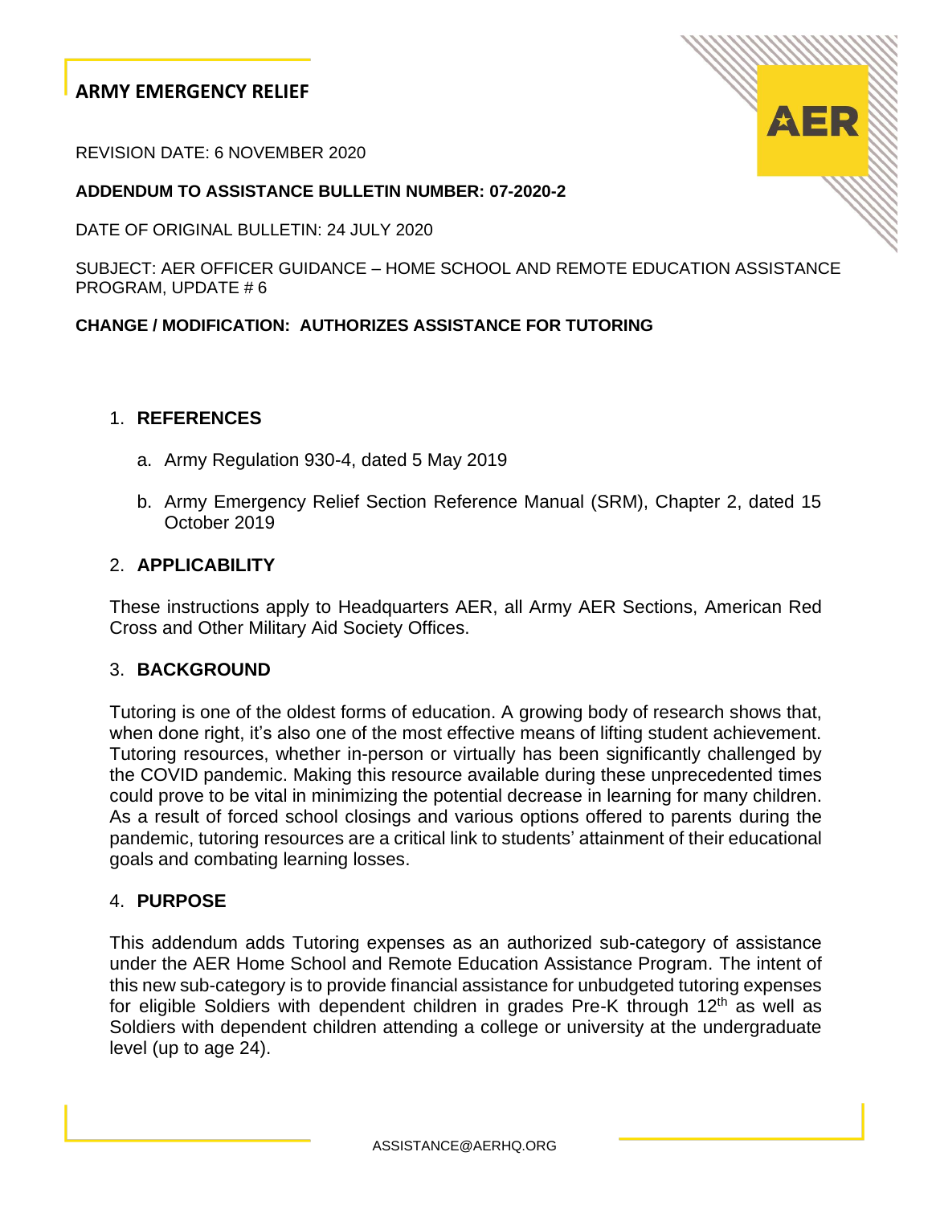# ARMY EMERGENCY RELIEF

REVISION DATE: 6 NOVEMBER 2020

**ADDENDUM TO ASSISTANCE BULLETIN NUMBER: 07-2020-2**

DATE OF ORIGINAL BULLETIN: 24 JULY 2020

SUBJECT: AER OFFICER GUIDANCE – HOME SCHOOL AND REMOTE EDUCATION ASSISTANCE PROGRAM, UPDATE # 6

**CHANGE / MODIFICATION: AUTHORIZES ASSISTANCE FOR TUTORING**

## 1. REFERENCES

a. Army Regulation 930-4, dated 5 May 2019

b. Army Emergency Relief Section Reference Manual (SRM), Chapter 2, dated 15 October 2019

## 2. APPLICABILITY

These instructions apply to Headquarters AER, all Army AER Sections, American Red Cross and Other Military Aid Society Offices.

## 3. BACKGROUND

Tutoring is one of the oldest forms of education. A growing body of research shows that, when done right, it's also one of the most effective means of lifting student achievement. Tutoring resources, whether in-person or virtually has been significantly challenged by the COVID pandemic. Making this resource available during these unprecedented times could prove to be vital in minimizing the potential decrease in learning for many children. As a result of forced school closings and various options offered to parents during the pandemic, tutoring resources are a critical link to students' attainment of their educational goals and combating learning losses.

## 4. PURPOSE

This addendum adds Tutoring expenses as an authorized sub-category of assistance under the AER Home School and Remote Education Assistance Program. The intent of this new sub-category is to provide financial assistance for unbudgeted tutoring expenses for eligible Soldiers with dependent children in grades Pre-K through 12th as well as Soldiers with dependent children attending a college or university at the undergraduate level (up to age 24).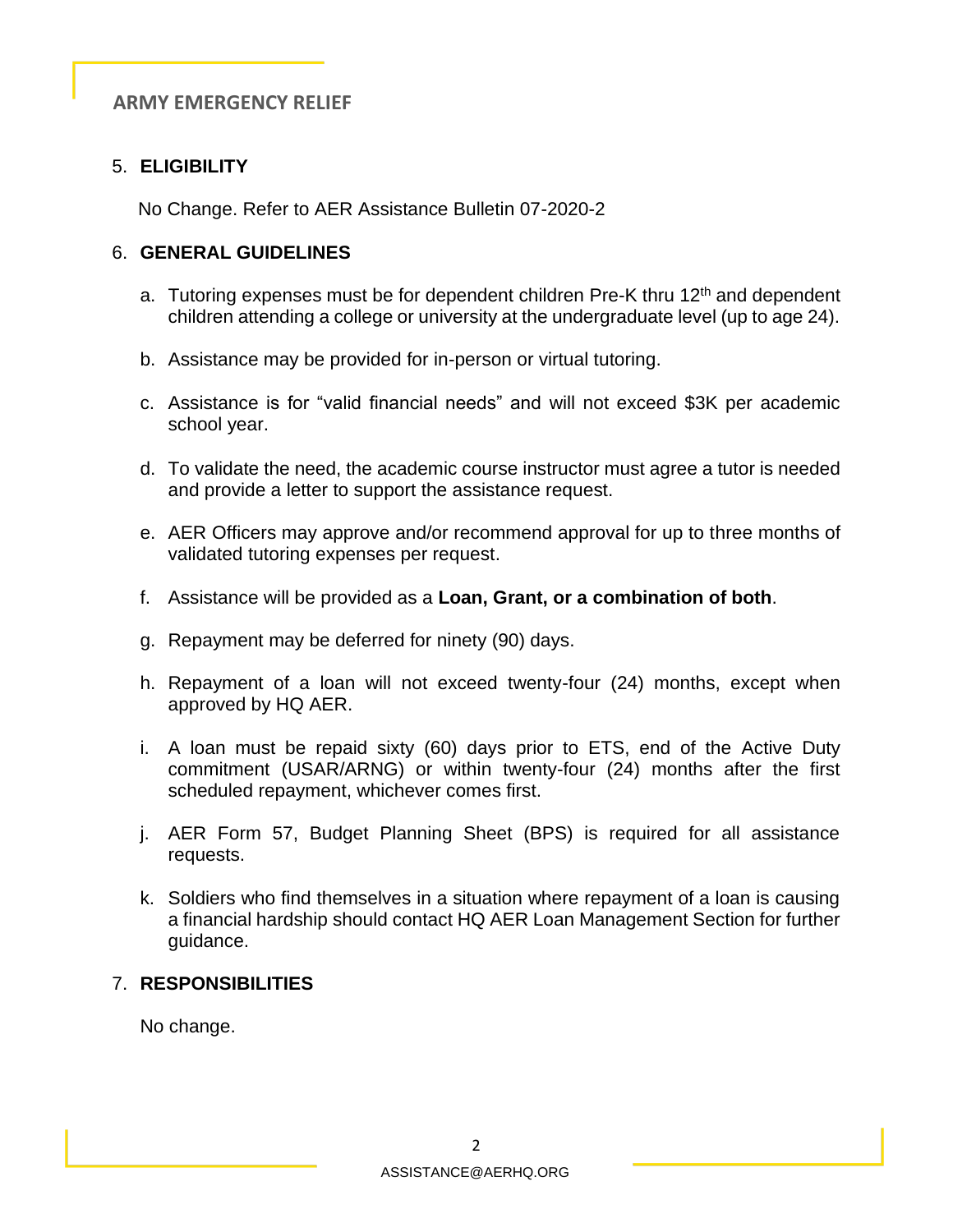5. **ELIGIBILITY**

No Change. Refer to AER Assistance Bulletin 07-2020-2

6. **GENERAL GUIDELINES**

   a. Tutoring expenses must be for dependent children Pre-K thru 12th and dependent children attending a college or university at the undergraduate level (up to age 24).

   b. Assistance may be provided for in-person or virtual tutoring.

   c. Assistance is for "valid financial needs" and will not exceed $3K per academic school year.

   d. To validate the need, the academic course instructor must agree a tutor is needed and provide a letter to support the assistance request.

   e. AER Officers may approve and/or recommend approval for up to three months of validated tutoring expenses per request.

   f. Assistance will be provided as a **Loan, Grant, or a combination of both**.

   g. Repayment may be deferred for ninety (90) days.

   h. Repayment of a loan will not exceed twenty-four (24) months, except when approved by HQ AER.

   i. A loan must be repaid sixty (60) days prior to ETS, end of the Active Duty commitment (USAR/ARNG) or within twenty-four (24) months after the first scheduled repayment, whichever comes first.

   j. AER Form 57, Budget Planning Sheet (BPS) is required for all assistance requests.

   k. Soldiers who find themselves in a situation where repayment of a loan is causing a financial hardship should contact HQ AER Loan Management Section for further guidance.

7. **RESPONSIBILITIES**

No change.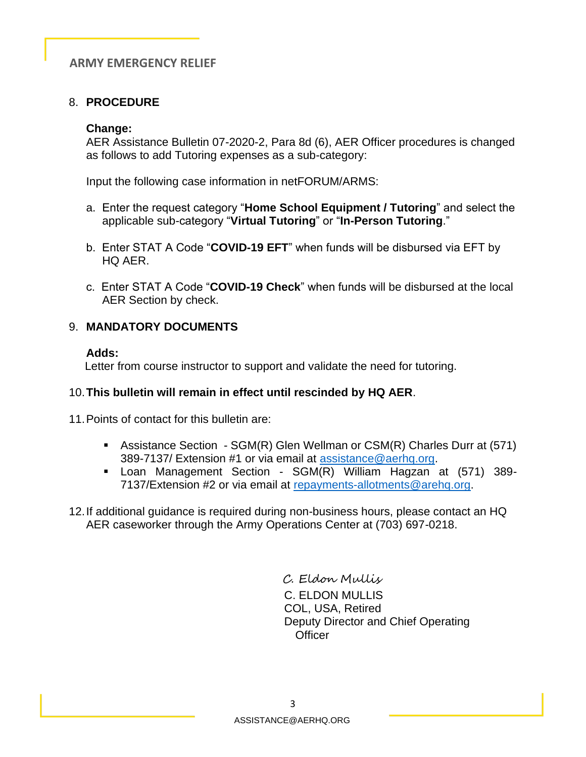8. **PROCEDURE**

**Change:**
AER Assistance Bulletin 07-2020-2, Para 8d (6), AER Officer procedures is changed as follows to add Tutoring expenses as a sub-category:

Input the following case information in netFORUM/ARMS:

a. Enter the request category "**Home School Equipment / Tutoring**" and select the applicable sub-category "**Virtual Tutoring**" or "**In-Person Tutoring**."

b. Enter STAT A Code "**COVID-19 EFT**" when funds will be disbursed via EFT by HQ AER.

c. Enter STAT A Code "**COVID-19 Check**" when funds will be disbursed at the local AER Section by check.

9. **MANDATORY DOCUMENTS**

**Adds:**
Letter from course instructor to support and validate the need for tutoring.

10. **This bulletin will remain in effect until rescinded by HQ AER**.

11. Points of contact for this bulletin are:

- Assistance Section - SGM(R) Glen Wellman or CSM(R) Charles Durr at (571) 389-7137/ Extension #1 or via email at assistance@aerhq.org.
- Loan Management Section - SGM(R) William Hagzan at (571) 389-7137/Extension #2 or via email at repayments-allotments@arehq.org.

12. If additional guidance is required during non-business hours, please contact an HQ AER caseworker through the Army Operations Center at (703) 697-0218.

*C. Eldon Mullis*
C. ELDON MULLIS
COL, USA, Retired
Deputy Director and Chief Operating Officer